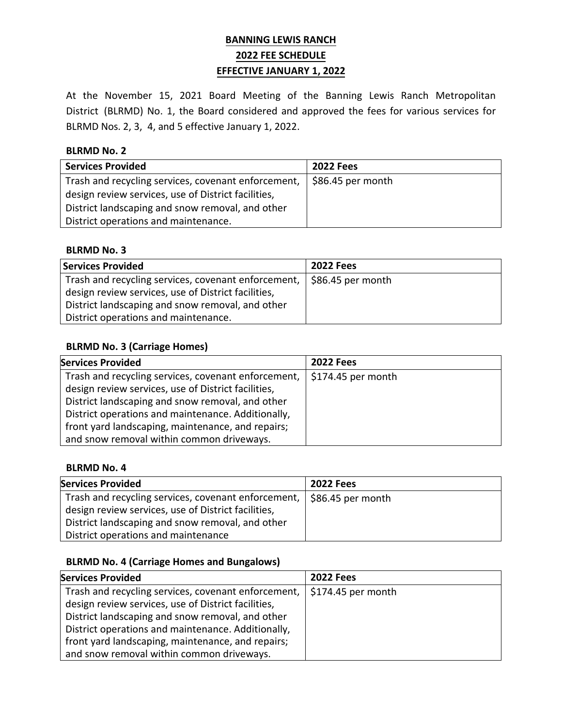# BANNING LEWIS RANCH
# 2022 FEE SCHEDULE
# EFFECTIVE JANUARY 1, 2022

At the November 15, 2021 Board Meeting of the Banning Lewis Ranch Metropolitan District (BLRMD) No. 1, the Board considered and approved the fees for various services for BLRMD Nos. 2, 3, 4, and 5 effective January 1, 2022.

### BLRMD No. 2

| Services Provided | 2022 Fees |
|---|---|
| Trash and recycling services, covenant enforcement, design review services, use of District facilities, District landscaping and snow removal, and other District operations and maintenance. | $86.45 per month |

### BLRMD No. 3

| Services Provided | 2022 Fees |
|---|---|
| Trash and recycling services, covenant enforcement, design review services, use of District facilities, District landscaping and snow removal, and other District operations and maintenance. | $86.45 per month |

### BLRMD No. 3 (Carriage Homes)

| Services Provided | 2022 Fees |
|---|---|
| Trash and recycling services, covenant enforcement, design review services, use of District facilities, District landscaping and snow removal, and other District operations and maintenance. Additionally, front yard landscaping, maintenance, and repairs; and snow removal within common driveways. | $174.45 per month |

### BLRMD No. 4

| Services Provided | 2022 Fees |
|---|---|
| Trash and recycling services, covenant enforcement, design review services, use of District facilities, District landscaping and snow removal, and other District operations and maintenance | $86.45 per month |

### BLRMD No. 4 (Carriage Homes and Bungalows)

| Services Provided | 2022 Fees |
|---|---|
| Trash and recycling services, covenant enforcement, design review services, use of District facilities, District landscaping and snow removal, and other District operations and maintenance. Additionally, front yard landscaping, maintenance, and repairs; and snow removal within common driveways. | $174.45 per month |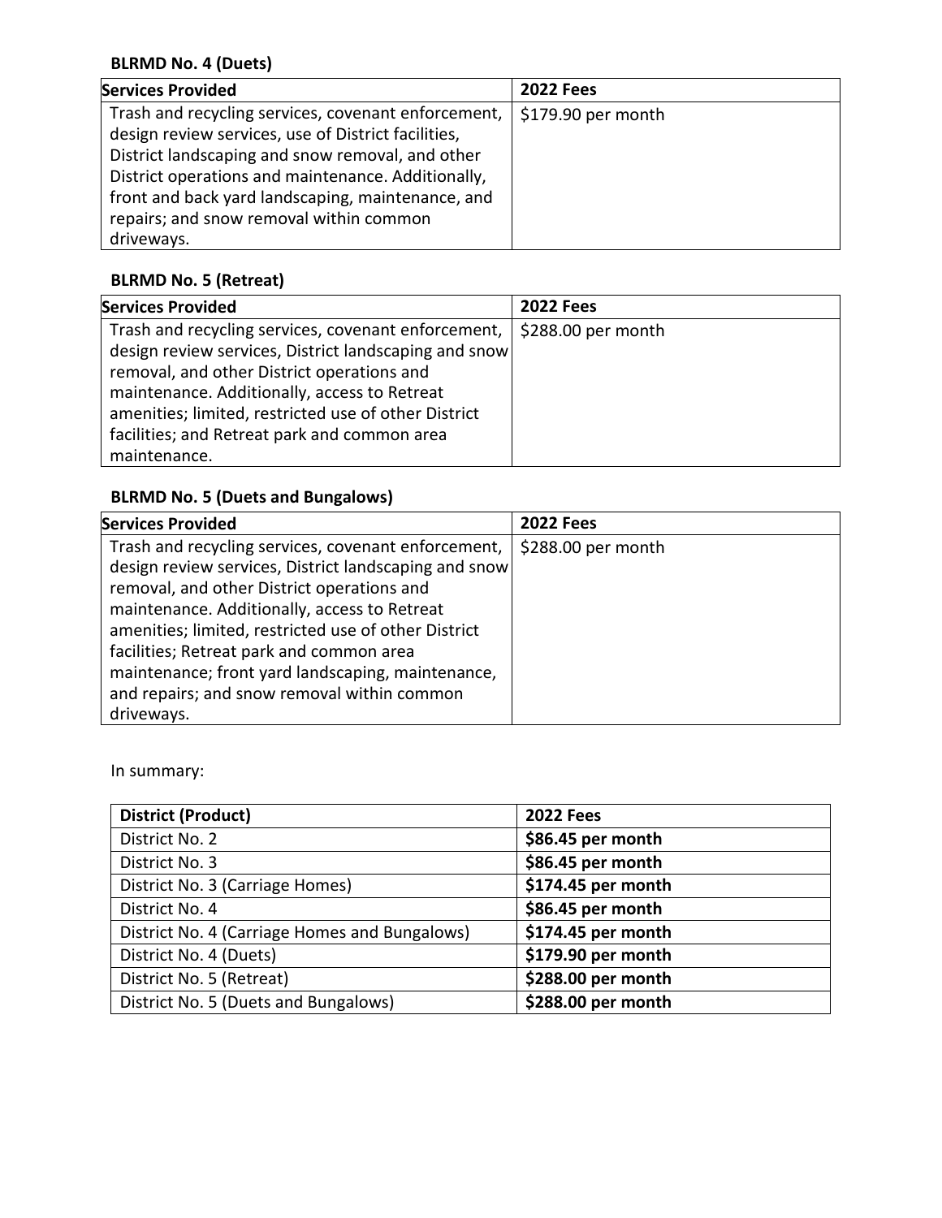**BLRMD No. 4 (Duets)**

| Services Provided | 2022 Fees |
|---|---|
| Trash and recycling services, covenant enforcement, design review services, use of District facilities, District landscaping and snow removal, and other District operations and maintenance. Additionally, front and back yard landscaping, maintenance, and repairs; and snow removal within common driveways. | $179.90 per month |

**BLRMD No. 5 (Retreat)**

| Services Provided | 2022 Fees |
|---|---|
| Trash and recycling services, covenant enforcement, design review services, District landscaping and snow removal, and other District operations and maintenance. Additionally, access to Retreat amenities; limited, restricted use of other District facilities; and Retreat park and common area maintenance. | $288.00 per month |

**BLRMD No. 5 (Duets and Bungalows)**

| Services Provided | 2022 Fees |
|---|---|
| Trash and recycling services, covenant enforcement, design review services, District landscaping and snow removal, and other District operations and maintenance. Additionally, access to Retreat amenities; limited, restricted use of other District facilities; Retreat park and common area maintenance; front yard landscaping, maintenance, and repairs; and snow removal within common driveways. | $288.00 per month |

In summary:

| District (Product) | 2022 Fees |
|---|---|
| District No. 2 | **$86.45 per month** |
| District No. 3 | **$86.45 per month** |
| District No. 3 (Carriage Homes) | **$174.45 per month** |
| District No. 4 | **$86.45 per month** |
| District No. 4 (Carriage Homes and Bungalows) | **$174.45 per month** |
| District No. 4 (Duets) | **$179.90 per month** |
| District No. 5 (Retreat) | **$288.00 per month** |
| District No. 5 (Duets and Bungalows) | **$288.00 per month** |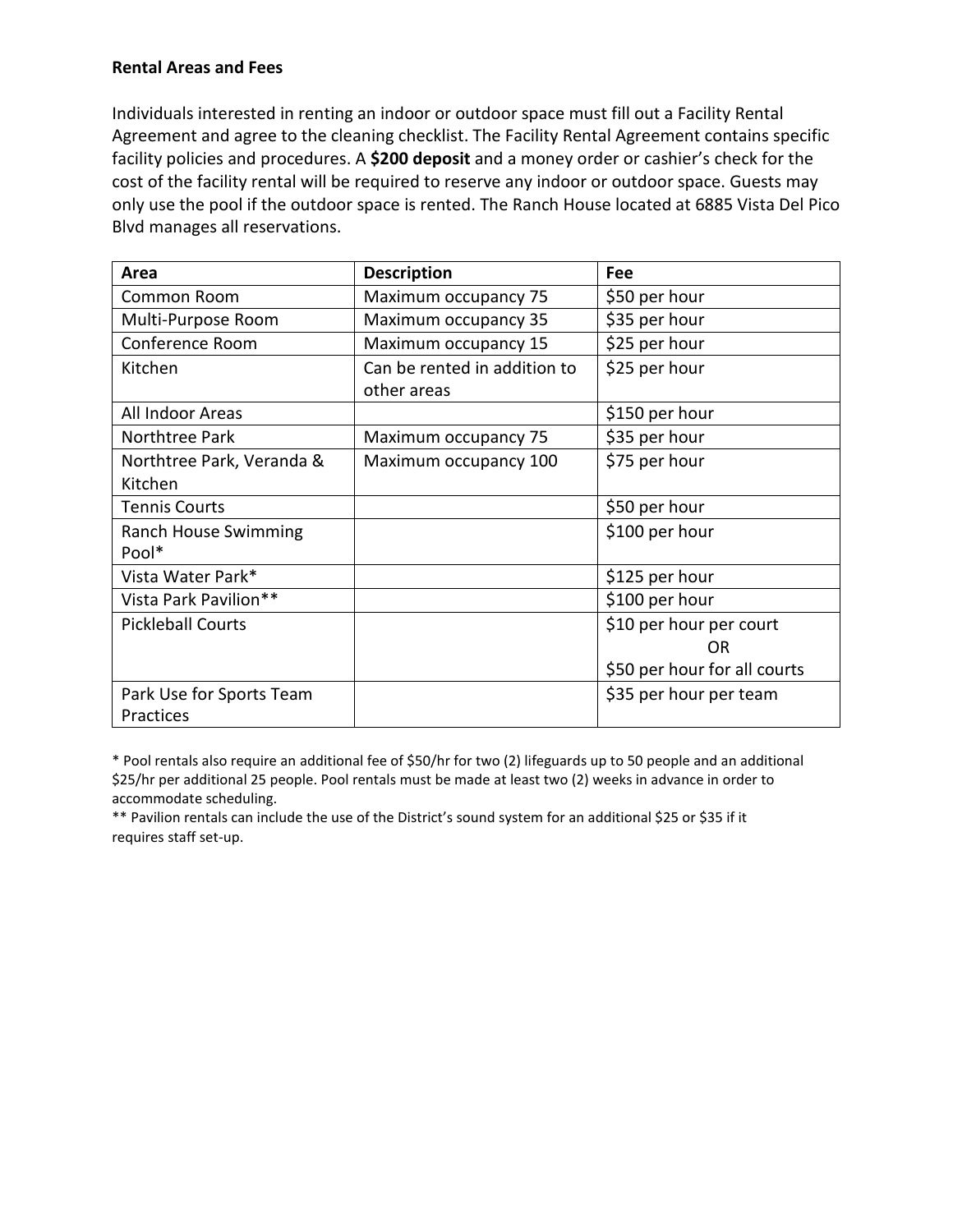**Rental Areas and Fees**

Individuals interested in renting an indoor or outdoor space must fill out a Facility Rental Agreement and agree to the cleaning checklist. The Facility Rental Agreement contains specific facility policies and procedures. A **$200 deposit** and a money order or cashier's check for the cost of the facility rental will be required to reserve any indoor or outdoor space. Guests may only use the pool if the outdoor space is rented. The Ranch House located at 6885 Vista Del Pico Blvd manages all reservations.

| Area | Description | Fee |
| --- | --- | --- |
| Common Room | Maximum occupancy 75 | $50 per hour |
| Multi-Purpose Room | Maximum occupancy 35 | $35 per hour |
| Conference Room | Maximum occupancy 15 | $25 per hour |
| Kitchen | Can be rented in addition to other areas | $25 per hour |
| All Indoor Areas | | $150 per hour |
| Northtree Park | Maximum occupancy 75 | $35 per hour |
| Northtree Park, Veranda & Kitchen | Maximum occupancy 100 | $75 per hour |
| Tennis Courts | | $50 per hour |
| Ranch House Swimming Pool* | | $100 per hour |
| Vista Water Park* | | $125 per hour |
| Vista Park Pavilion** | | $100 per hour |
| Pickleball Courts | | $10 per hour per court OR $50 per hour for all courts |
| Park Use for Sports Team Practices | | $35 per hour per team |

* Pool rentals also require an additional fee of $50/hr for two (2) lifeguards up to 50 people and an additional $25/hr per additional 25 people. Pool rentals must be made at least two (2) weeks in advance in order to accommodate scheduling.

** Pavilion rentals can include the use of the District's sound system for an additional $25 or $35 if it requires staff set-up.